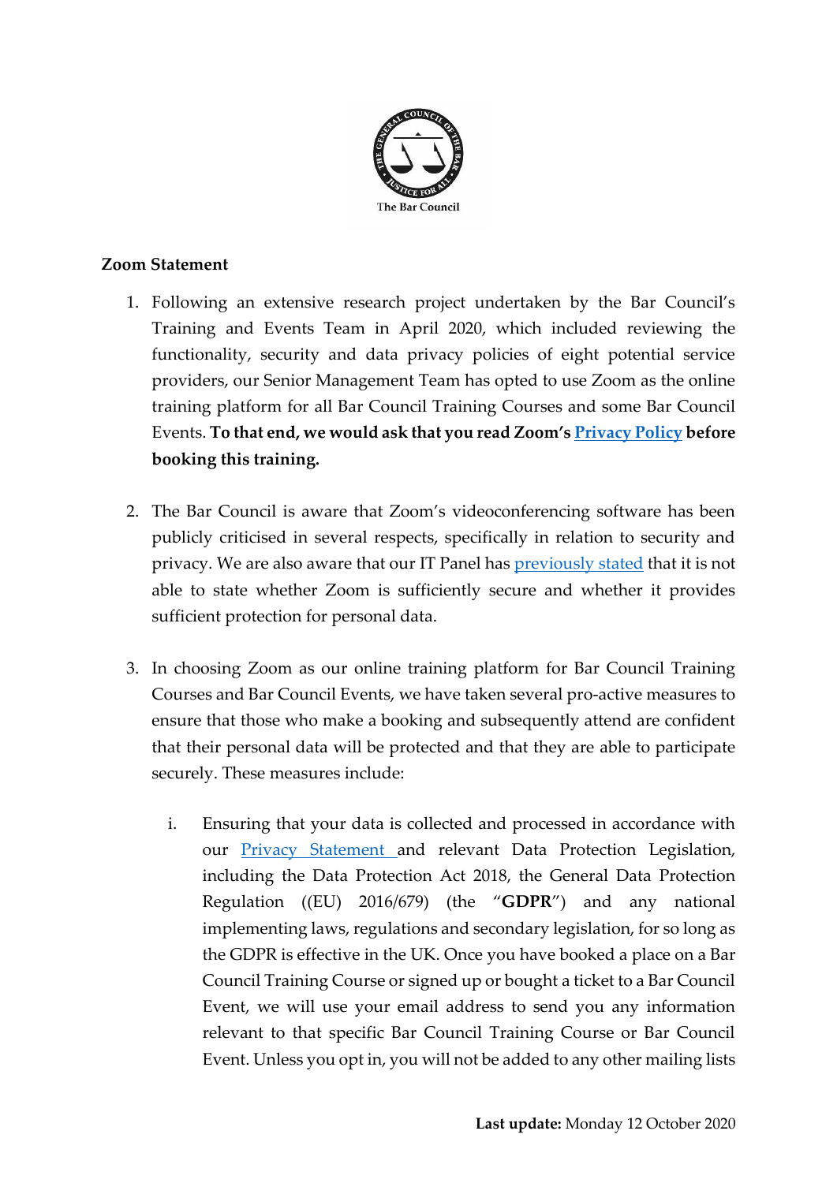The Bar Council

**Zoom Statement**

1. Following an extensive research project undertaken by the Bar Council's Training and Events Team in April 2020, which included reviewing the functionality, security and data privacy policies of eight potential service providers, our Senior Management Team has opted to use Zoom as the online training platform for all Bar Council Training Courses and some Bar Council Events. **To that end, we would ask that you read Zoom's [Privacy Policy] before booking this training.**

2. The Bar Council is aware that Zoom's videoconferencing software has been publicly criticised in several respects, specifically in relation to security and privacy. We are also aware that our IT Panel has [previously stated] that it is not able to state whether Zoom is sufficiently secure and whether it provides sufficient protection for personal data.

3. In choosing Zoom as our online training platform for Bar Council Training Courses and Bar Council Events, we have taken several pro-active measures to ensure that those who make a booking and subsequently attend are confident that their personal data will be protected and that they are able to participate securely. These measures include:

   i. Ensuring that your data is collected and processed in accordance with our [Privacy Statement] and relevant Data Protection Legislation, including the Data Protection Act 2018, the General Data Protection Regulation ((EU) 2016/679) (the "**GDPR**") and any national implementing laws, regulations and secondary legislation, for so long as the GDPR is effective in the UK. Once you have booked a place on a Bar Council Training Course or signed up or bought a ticket to a Bar Council Event, we will use your email address to send you any information relevant to that specific Bar Council Training Course or Bar Council Event. Unless you opt in, you will not be added to any other mailing lists

**Last update:** Monday 12 October 2020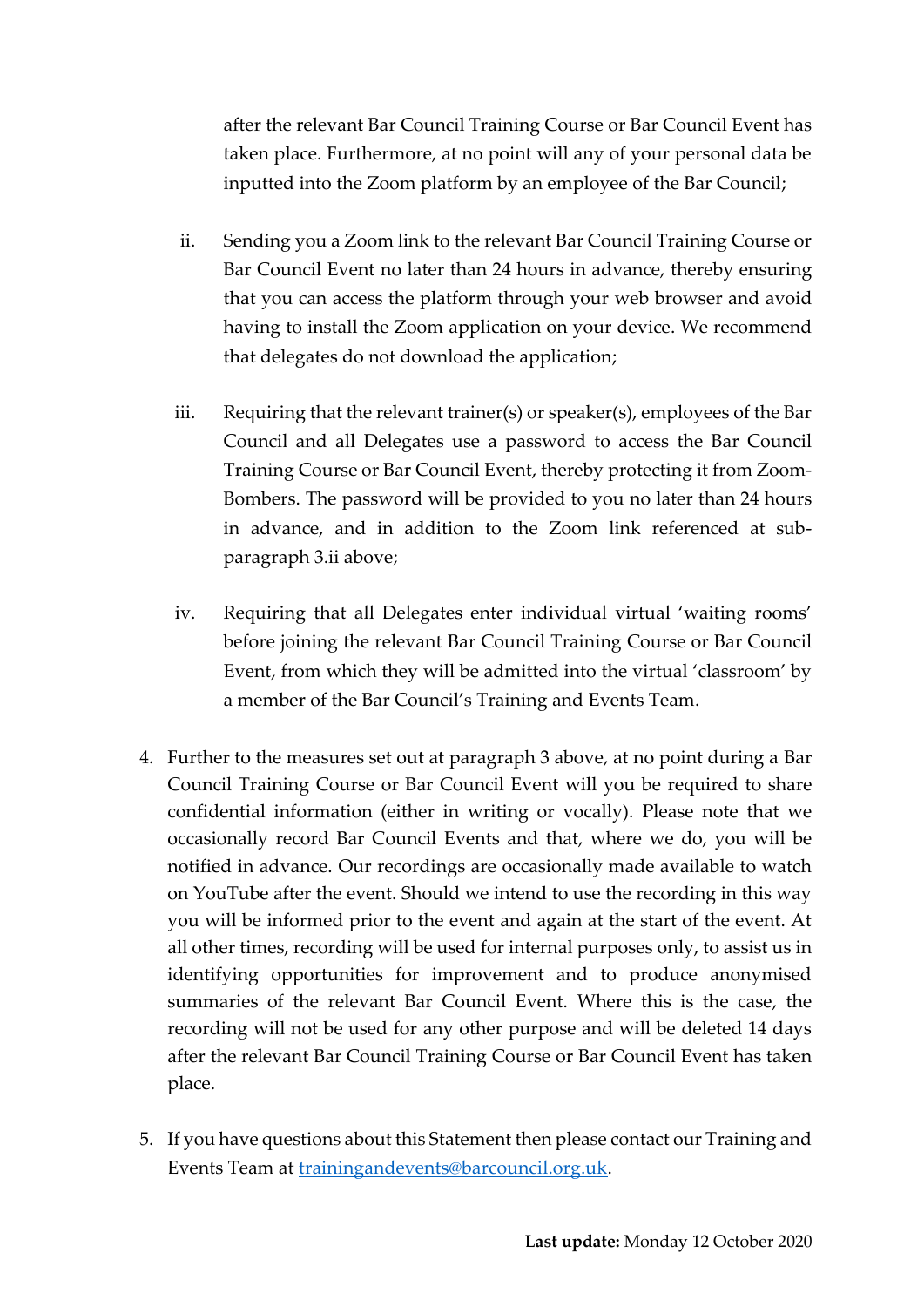after the relevant Bar Council Training Course or Bar Council Event has taken place. Furthermore, at no point will any of your personal data be inputted into the Zoom platform by an employee of the Bar Council;

ii. Sending you a Zoom link to the relevant Bar Council Training Course or Bar Council Event no later than 24 hours in advance, thereby ensuring that you can access the platform through your web browser and avoid having to install the Zoom application on your device. We recommend that delegates do not download the application;

iii. Requiring that the relevant trainer(s) or speaker(s), employees of the Bar Council and all Delegates use a password to access the Bar Council Training Course or Bar Council Event, thereby protecting it from Zoom-Bombers. The password will be provided to you no later than 24 hours in advance, and in addition to the Zoom link referenced at sub-paragraph 3.ii above;

iv. Requiring that all Delegates enter individual virtual 'waiting rooms' before joining the relevant Bar Council Training Course or Bar Council Event, from which they will be admitted into the virtual 'classroom' by a member of the Bar Council's Training and Events Team.

4. Further to the measures set out at paragraph 3 above, at no point during a Bar Council Training Course or Bar Council Event will you be required to share confidential information (either in writing or vocally). Please note that we occasionally record Bar Council Events and that, where we do, you will be notified in advance. Our recordings are occasionally made available to watch on YouTube after the event. Should we intend to use the recording in this way you will be informed prior to the event and again at the start of the event. At all other times, recording will be used for internal purposes only, to assist us in identifying opportunities for improvement and to produce anonymised summaries of the relevant Bar Council Event. Where this is the case, the recording will not be used for any other purpose and will be deleted 14 days after the relevant Bar Council Training Course or Bar Council Event has taken place.

5. If you have questions about this Statement then please contact our Training and Events Team at [trainingandevents@barcouncil.org.uk](mailto:trainingandevents@barcouncil.org.uk).

**Last update:** Monday 12 October 2020